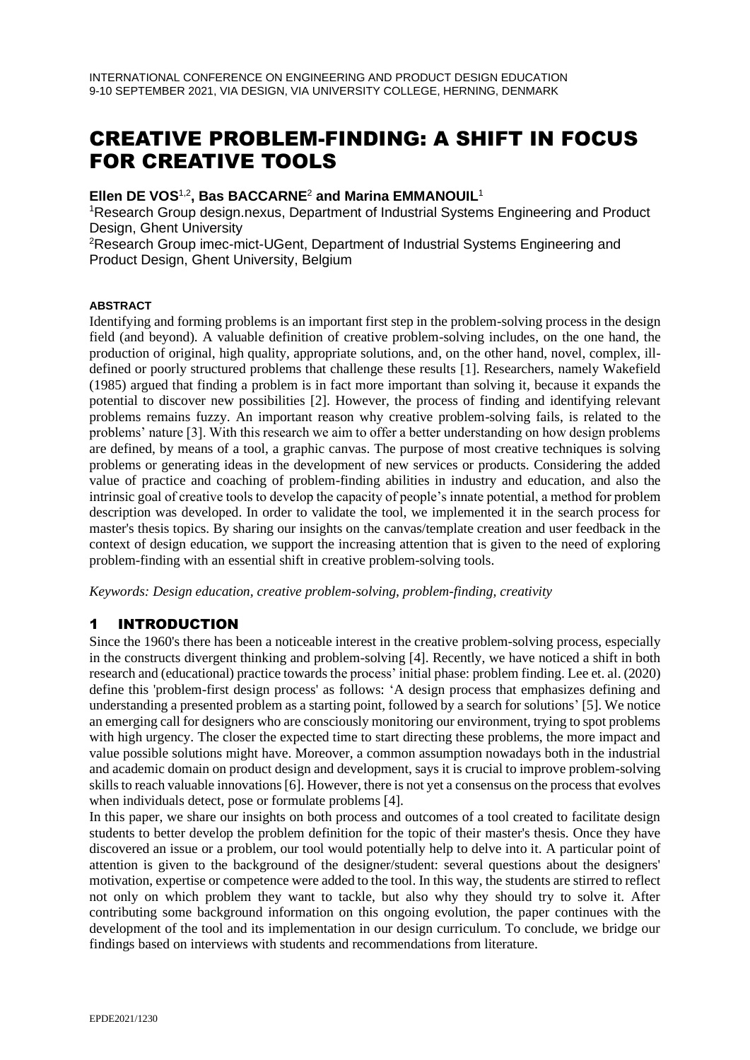# CREATIVE PROBLEM-FINDING: A SHIFT IN FOCUS FOR CREATIVE TOOLS

**Ellen DE VOS**[1,2]**, Bas BACCARNE**[2] **and Marina EMMANOUIL**[1]

[1]Research Group design.nexus, Department of Industrial Systems Engineering and Product Design, Ghent University

[2]Research Group imec-mict-UGent, Department of Industrial Systems Engineering and Product Design, Ghent University, Belgium

#### ABSTRACT

Identifying and forming problems is an important first step in the problem-solving process in the design field (and beyond). A valuable definition of creative problem-solving includes, on the one hand, the production of original, high quality, appropriate solutions, and, on the other hand, novel, complex, ill-defined or poorly structured problems that challenge these results [1]. Researchers, namely Wakefield (1985) argued that finding a problem is in fact more important than solving it, because it expands the potential to discover new possibilities [2]. However, the process of finding and identifying relevant problems remains fuzzy. An important reason why creative problem-solving fails, is related to the problems' nature [3]. With this research we aim to offer a better understanding on how design problems are defined, by means of a tool, a graphic canvas. The purpose of most creative techniques is solving problems or generating ideas in the development of new services or products. Considering the added value of practice and coaching of problem-finding abilities in industry and education, and also the intrinsic goal of creative tools to develop the capacity of people's innate potential, a method for problem description was developed. In order to validate the tool, we implemented it in the search process for master's thesis topics. By sharing our insights on the canvas/template creation and user feedback in the context of design education, we support the increasing attention that is given to the need of exploring problem-finding with an essential shift in creative problem-solving tools.

*Keywords: Design education, creative problem-solving, problem-finding, creativity*

## 1 INTRODUCTION

Since the 1960's there has been a noticeable interest in the creative problem-solving process, especially in the constructs divergent thinking and problem-solving [4]. Recently, we have noticed a shift in both research and (educational) practice towards the process' initial phase: problem finding. Lee et. al. (2020) define this 'problem-first design process' as follows: 'A design process that emphasizes defining and understanding a presented problem as a starting point, followed by a search for solutions' [5]. We notice an emerging call for designers who are consciously monitoring our environment, trying to spot problems with high urgency. The closer the expected time to start directing these problems, the more impact and value possible solutions might have. Moreover, a common assumption nowadays both in the industrial and academic domain on product design and development, says it is crucial to improve problem-solving skills to reach valuable innovations [6]. However, there is not yet a consensus on the process that evolves when individuals detect, pose or formulate problems [4].

In this paper, we share our insights on both process and outcomes of a tool created to facilitate design students to better develop the problem definition for the topic of their master's thesis. Once they have discovered an issue or a problem, our tool would potentially help to delve into it. A particular point of attention is given to the background of the designer/student: several questions about the designers' motivation, expertise or competence were added to the tool. In this way, the students are stirred to reflect not only on which problem they want to tackle, but also why they should try to solve it. After contributing some background information on this ongoing evolution, the paper continues with the development of the tool and its implementation in our design curriculum. To conclude, we bridge our findings based on interviews with students and recommendations from literature.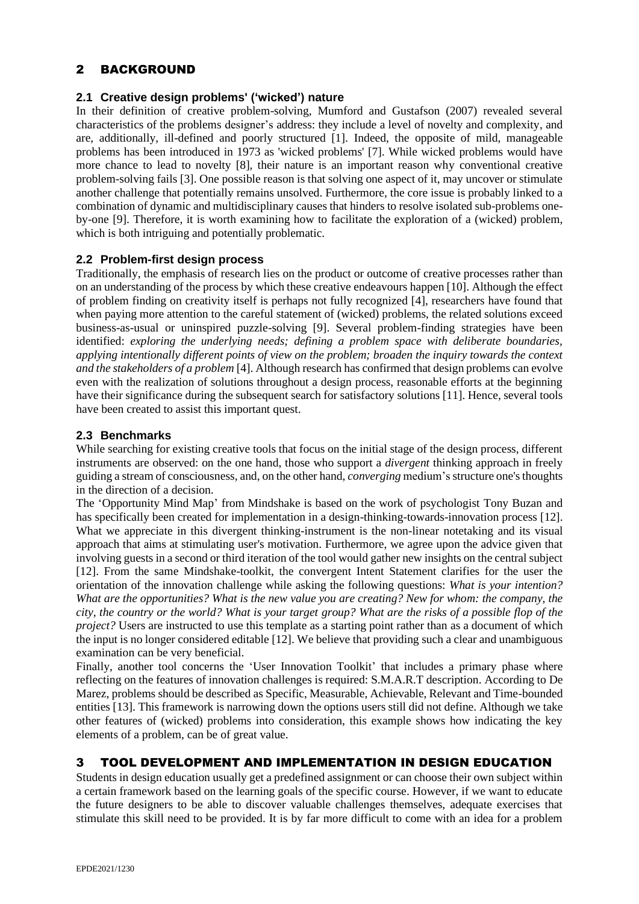# 2 BACKGROUND

## 2.1 Creative design problems' ('wicked') nature

In their definition of creative problem-solving, Mumford and Gustafson (2007) revealed several characteristics of the problems designer's address: they include a level of novelty and complexity, and are, additionally, ill-defined and poorly structured [1]. Indeed, the opposite of mild, manageable problems has been introduced in 1973 as 'wicked problems' [7]. While wicked problems would have more chance to lead to novelty [8], their nature is an important reason why conventional creative problem-solving fails [3]. One possible reason is that solving one aspect of it, may uncover or stimulate another challenge that potentially remains unsolved. Furthermore, the core issue is probably linked to a combination of dynamic and multidisciplinary causes that hinders to resolve isolated sub-problems one-by-one [9]. Therefore, it is worth examining how to facilitate the exploration of a (wicked) problem, which is both intriguing and potentially problematic.

## 2.2 Problem-first design process

Traditionally, the emphasis of research lies on the product or outcome of creative processes rather than on an understanding of the process by which these creative endeavours happen [10]. Although the effect of problem finding on creativity itself is perhaps not fully recognized [4], researchers have found that when paying more attention to the careful statement of (wicked) problems, the related solutions exceed business-as-usual or uninspired puzzle-solving [9]. Several problem-finding strategies have been identified: *exploring the underlying needs; defining a problem space with deliberate boundaries, applying intentionally different points of view on the problem; broaden the inquiry towards the context and the stakeholders of a problem* [4]. Although research has confirmed that design problems can evolve even with the realization of solutions throughout a design process, reasonable efforts at the beginning have their significance during the subsequent search for satisfactory solutions [11]. Hence, several tools have been created to assist this important quest.

## 2.3 Benchmarks

While searching for existing creative tools that focus on the initial stage of the design process, different instruments are observed: on the one hand, those who support a *divergent* thinking approach in freely guiding a stream of consciousness, and, on the other hand, *converging* medium's structure one's thoughts in the direction of a decision.

The 'Opportunity Mind Map' from Mindshake is based on the work of psychologist Tony Buzan and has specifically been created for implementation in a design-thinking-towards-innovation process [12]. What we appreciate in this divergent thinking-instrument is the non-linear notetaking and its visual approach that aims at stimulating user's motivation. Furthermore, we agree upon the advice given that involving guests in a second or third iteration of the tool would gather new insights on the central subject [12]. From the same Mindshake-toolkit, the convergent Intent Statement clarifies for the user the orientation of the innovation challenge while asking the following questions: *What is your intention? What are the opportunities? What is the new value you are creating? New for whom: the company, the city, the country or the world? What is your target group? What are the risks of a possible flop of the project?* Users are instructed to use this template as a starting point rather than as a document of which the input is no longer considered editable [12]. We believe that providing such a clear and unambiguous examination can be very beneficial.

Finally, another tool concerns the 'User Innovation Toolkit' that includes a primary phase where reflecting on the features of innovation challenges is required: S.M.A.R.T description. According to De Marez, problems should be described as Specific, Measurable, Achievable, Relevant and Time-bounded entities [13]. This framework is narrowing down the options users still did not define. Although we take other features of (wicked) problems into consideration, this example shows how indicating the key elements of a problem, can be of great value.

# 3 TOOL DEVELOPMENT AND IMPLEMENTATION IN DESIGN EDUCATION

Students in design education usually get a predefined assignment or can choose their own subject within a certain framework based on the learning goals of the specific course. However, if we want to educate the future designers to be able to discover valuable challenges themselves, adequate exercises that stimulate this skill need to be provided. It is by far more difficult to come with an idea for a problem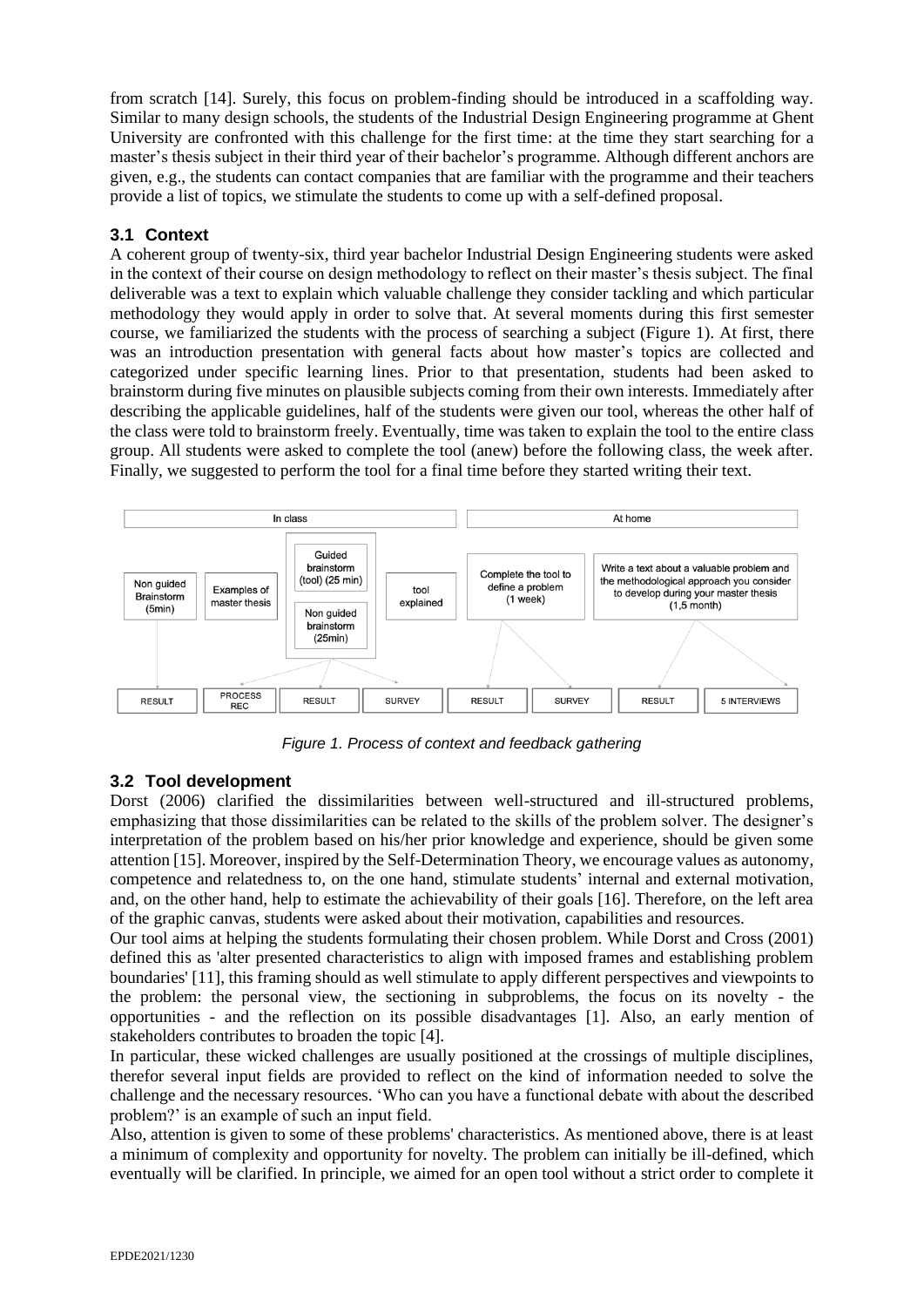from scratch [14]. Surely, this focus on problem-finding should be introduced in a scaffolding way. Similar to many design schools, the students of the Industrial Design Engineering programme at Ghent University are confronted with this challenge for the first time: at the time they start searching for a master's thesis subject in their third year of their bachelor's programme. Although different anchors are given, e.g., the students can contact companies that are familiar with the programme and their teachers provide a list of topics, we stimulate the students to come up with a self-defined proposal.

### 3.1 Context

A coherent group of twenty-six, third year bachelor Industrial Design Engineering students were asked in the context of their course on design methodology to reflect on their master's thesis subject. The final deliverable was a text to explain which valuable challenge they consider tackling and which particular methodology they would apply in order to solve that. At several moments during this first semester course, we familiarized the students with the process of searching a subject (Figure 1). At first, there was an introduction presentation with general facts about how master's topics are collected and categorized under specific learning lines. Prior to that presentation, students had been asked to brainstorm during five minutes on plausible subjects coming from their own interests. Immediately after describing the applicable guidelines, half of the students were given our tool, whereas the other half of the class were told to brainstorm freely. Eventually, time was taken to explain the tool to the entire class group. All students were asked to complete the tool (anew) before the following class, the week after. Finally, we suggested to perform the tool for a final time before they started writing their text.

| In class | | | | | At home | |
|---|---|---|---|---|---|---|
| Non guided Brainstorm (5min) | Examples of master thesis | Guided brainstorm (tool) (25 min) / Non guided brainstorm (25min) | | tool explained | Complete the tool to define a problem (1 week) | Write a text about a valuable problem and the methodological approach you consider to develop during your master thesis (1,5 month) |
| RESULT | PROCESS REC | RESULT | SURVEY | | RESULT / SURVEY | RESULT / 5 INTERVIEWS |

*Figure 1. Process of context and feedback gathering*

### 3.2 Tool development

Dorst (2006) clarified the dissimilarities between well-structured and ill-structured problems, emphasizing that those dissimilarities can be related to the skills of the problem solver. The designer's interpretation of the problem based on his/her prior knowledge and experience, should be given some attention [15]. Moreover, inspired by the Self-Determination Theory, we encourage values as autonomy, competence and relatedness to, on the one hand, stimulate students' internal and external motivation, and, on the other hand, help to estimate the achievability of their goals [16]. Therefore, on the left area of the graphic canvas, students were asked about their motivation, capabilities and resources.

Our tool aims at helping the students formulating their chosen problem. While Dorst and Cross (2001) defined this as 'alter presented characteristics to align with imposed frames and establishing problem boundaries' [11], this framing should as well stimulate to apply different perspectives and viewpoints to the problem: the personal view, the sectioning in subproblems, the focus on its novelty - the opportunities - and the reflection on its possible disadvantages [1]. Also, an early mention of stakeholders contributes to broaden the topic [4].

In particular, these wicked challenges are usually positioned at the crossings of multiple disciplines, therefor several input fields are provided to reflect on the kind of information needed to solve the challenge and the necessary resources. 'Who can you have a functional debate with about the described problem?' is an example of such an input field.

Also, attention is given to some of these problems' characteristics. As mentioned above, there is at least a minimum of complexity and opportunity for novelty. The problem can initially be ill-defined, which eventually will be clarified. In principle, we aimed for an open tool without a strict order to complete it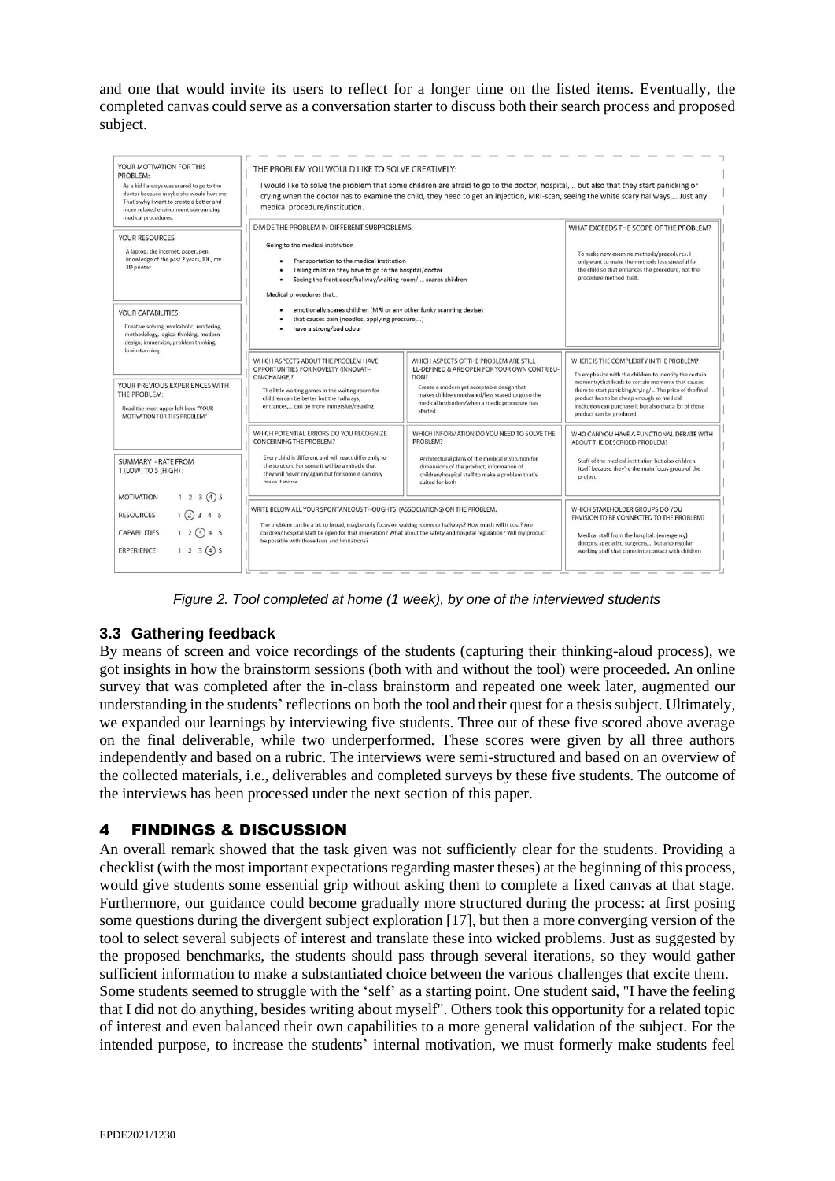and one that would invite its users to reflect for a longer time on the listed items. Eventually, the completed canvas could serve as a conversation starter to discuss both their search process and proposed subject.

YOUR MOTIVATION FOR THIS PROBLEM:
As a kid I always was scared to go to the doctor because maybe she would hurt me. That's why I want to create a better and more relaxed environment surrounding medical procedures.

YOUR RESOURCES:
A laptop, the internet, paper, pen, knowledge of the past 2 years, IDC, my 3D printer

YOUR CAPABILITIES:
Creative solving, workaholic, rendering, methodology, logical thinking, modern design, immersion, problem thinking, brainstorming

YOUR PREVIOUS EXPERIENCES WITH THE PROBLEM:
Read the most upper left box: "YOUR MOTIVATION FOR THIS PROBLEM"

SUMMARY - RATE FROM 1 (LOW) TO 5 (HIGH):

| | |
|---|---|
| MOTIVATION | 1 2 3 (4) 5 |
| RESOURCES | 1 (2) 3 4 5 |
| CAPABILITIES | 1 2 (3) 4 5 |
| ERPERIENCE | 1 2 3 (4) 5 |

THE PROBLEM YOU WOULD LIKE TO SOLVE CREATIVELY:
I would like to solve the problem that some children are afraid to go to the doctor, hospital, .. but also that they start panicking or crying when the doctor has to examine the child, they need to get an injection, MRI-scan, seeing the white scary hallways,... Just any medical procedure/institution.

DIVIDE THE PROBLEM IN DIFFERENT SUBPROBLEMS:

Going to the medical institution

- Transportation to the medical institution
- Telling children they have to go to the hospital/doctor
- Seeing the front door/hallway/waiting room/ ... scares children

Medical procedures that...

- emotionally scares children (MRI or any other funky scanning devise)
- that causes pain (needles, applying pressure,...)
- have a strong/bad odour

WHAT EXCEEDS THE SCOPE OF THE PROBLEM?
To make new examine methods/procedures. I only want to make the methods less stressful for the child so that enhances the procedure, not the procedure method itself.

WHICH ASPECTS ABOUT THE PROBLEM HAVE OPPORTUNITIES FOR NOVELTY (INNOVATION/CHANGE)?
The little waiting games in the waiting room for children can be better but the hallways, entrances,... can be more immersive/relaxing

WHICH ASPECTS OF THE PROBLEM ARE STILL ILL-DEFINED & ARE OPEN FOR YOUR OWN CONTRIBUTION?
Create a modern yet acceptable design that makes children motivated/less scared to go to the medical institution/when a medic procedure has started

WHERE IS THE COMPLEXITY IN THE PROBLEM?
To emphasize with the children to identify the certain moments/that leads to certain moments that causes them to start panicking/crying/... The price of the final product has to be cheap enough so medical institution can purchase it but also that a lot of those product can be produced

WHICH POTENTIAL ERRORS DO YOU RECOGNIZE CONCERNING THE PROBLEM?
Every child is different and will react differently to the solution. For some it will be a miracle that they will never cry again but for some it can only make it worse.

WHICH INFORMATION DO YOU NEED TO SOLVE THE PROBLEM?
Architectural plans of the medical institution for dimensions of the product, information of children/hospital staff to make a problem that's suited for both

WHO CAN YOU HAVE A FUNCTIONAL DEBATE WITH ABOUT THE DESCRIBED PROBLEM?
Staff of the medical institution but also children itself because they're the main focus group of the project.

WRITE BELOW ALL YOUR SPONTANEOUS THOUGHTS (ASSOCIATIONS) ON THE PROBLEM:
The problem can be a bit to broad, maybe only focus on waiting rooms or hallways? How much will it cost? Are children/ hospital staff be open for that innovation? What about the safety and hospital regulation? Will my product be possible with those laws and limitations?

WHICH STAKEHOLDER GROUPS DO YOU ENVISION TO BE CONNECTED TO THE PROBLEM?
Medical staff from the hospital: (emergency) doctors, specialist, surgeons,... but also regular working staff that come into contact with children

*Figure 2. Tool completed at home (1 week), by one of the interviewed students*

### 3.3 Gathering feedback

By means of screen and voice recordings of the students (capturing their thinking-aloud process), we got insights in how the brainstorm sessions (both with and without the tool) were proceeded. An online survey that was completed after the in-class brainstorm and repeated one week later, augmented our understanding in the students' reflections on both the tool and their quest for a thesis subject. Ultimately, we expanded our learnings by interviewing five students. Three out of these five scored above average on the final deliverable, while two underperformed. These scores were given by all three authors independently and based on a rubric. The interviews were semi-structured and based on an overview of the collected materials, i.e., deliverables and completed surveys by these five students. The outcome of the interviews has been processed under the next section of this paper.

## 4 FINDINGS & DISCUSSION

An overall remark showed that the task given was not sufficiently clear for the students. Providing a checklist (with the most important expectations regarding master theses) at the beginning of this process, would give students some essential grip without asking them to complete a fixed canvas at that stage. Furthermore, our guidance could become gradually more structured during the process: at first posing some questions during the divergent subject exploration [17], but then a more converging version of the tool to select several subjects of interest and translate these into wicked problems. Just as suggested by the proposed benchmarks, the students should pass through several iterations, so they would gather sufficient information to make a substantiated choice between the various challenges that excite them.

Some students seemed to struggle with the 'self' as a starting point. One student said, "I have the feeling that I did not do anything, besides writing about myself". Others took this opportunity for a related topic of interest and even balanced their own capabilities to a more general validation of the subject. For the intended purpose, to increase the students' internal motivation, we must formerly make students feel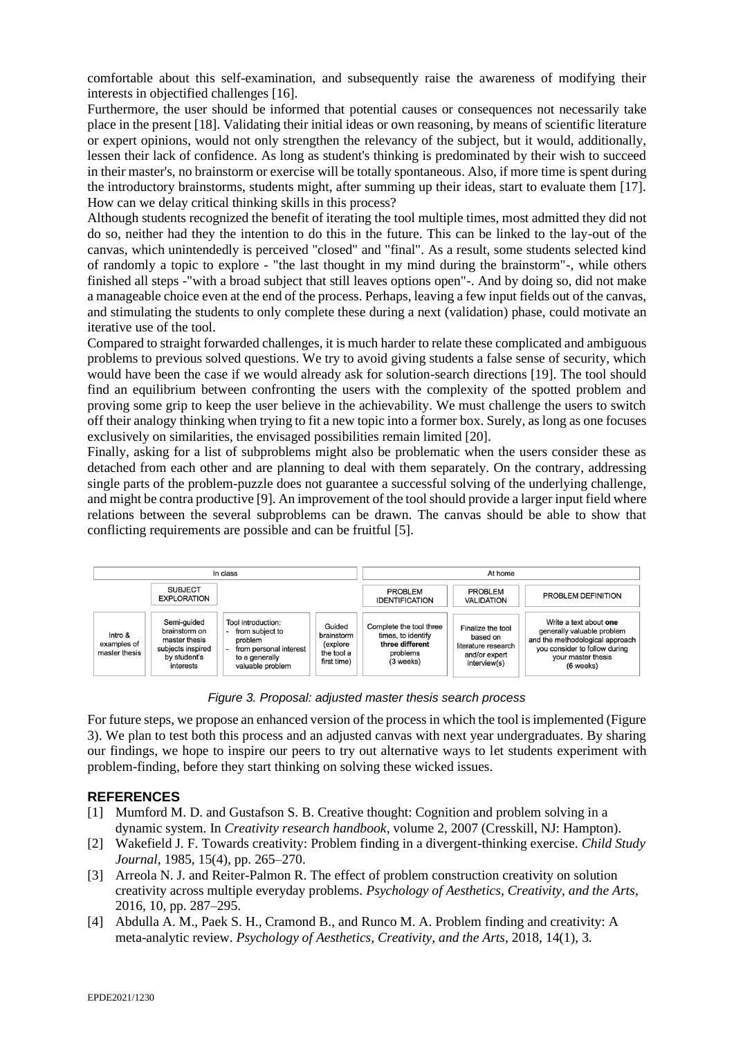comfortable about this self-examination, and subsequently raise the awareness of modifying their interests in objectified challenges [16].

Furthermore, the user should be informed that potential causes or consequences not necessarily take place in the present [18]. Validating their initial ideas or own reasoning, by means of scientific literature or expert opinions, would not only strengthen the relevancy of the subject, but it would, additionally, lessen their lack of confidence. As long as student's thinking is predominated by their wish to succeed in their master's, no brainstorm or exercise will be totally spontaneous. Also, if more time is spent during the introductory brainstorms, students might, after summing up their ideas, start to evaluate them [17]. How can we delay critical thinking skills in this process?

Although students recognized the benefit of iterating the tool multiple times, most admitted they did not do so, neither had they the intention to do this in the future. This can be linked to the lay-out of the canvas, which unintendedly is perceived "closed" and "final". As a result, some students selected kind of randomly a topic to explore - "the last thought in my mind during the brainstorm"-, while others finished all steps -"with a broad subject that still leaves options open"-. And by doing so, did not make a manageable choice even at the end of the process. Perhaps, leaving a few input fields out of the canvas, and stimulating the students to only complete these during a next (validation) phase, could motivate an iterative use of the tool.

Compared to straight forwarded challenges, it is much harder to relate these complicated and ambiguous problems to previous solved questions. We try to avoid giving students a false sense of security, which would have been the case if we would already ask for solution-search directions [19]. The tool should find an equilibrium between confronting the users with the complexity of the spotted problem and proving some grip to keep the user believe in the achievability. We must challenge the users to switch off their analogy thinking when trying to fit a new topic into a former box. Surely, as long as one focuses exclusively on similarities, the envisaged possibilities remain limited [20].

Finally, asking for a list of subproblems might also be problematic when the users consider these as detached from each other and are planning to deal with them separately. On the contrary, addressing single parts of the problem-puzzle does not guarantee a successful solving of the underlying challenge, and might be contra productive [9]. An improvement of the tool should provide a larger input field where relations between the several subproblems can be drawn. The canvas should be able to show that conflicting requirements are possible and can be fruitful [5].

| In class | | | | At home | | |
|---|---|---|---|---|---|---|
| | SUBJECT EXPLORATION | | | PROBLEM IDENTIFICATION | PROBLEM VALIDATION | PROBLEM DEFINITION |
| Intro & examples of master thesis | Semi-guided brainstorm on master thesis subjects inspired by student's interests | Tool introduction: - from subject to problem - from personal interest to a generally valuable problem | Guided brainstorm (explore the tool a first time) | Complete the tool three times, to identify **three different** problems (3 weeks) | Finalize the tool based on literature research and/or expert interview(s) | Write a text about **one** generally valuable problem and the methodological approach you consider to follow during your master thesis (6 weeks) |

*Figure 3. Proposal: adjusted master thesis search process*

For future steps, we propose an enhanced version of the process in which the tool is implemented (Figure 3). We plan to test both this process and an adjusted canvas with next year undergraduates. By sharing our findings, we hope to inspire our peers to try out alternative ways to let students experiment with problem-finding, before they start thinking on solving these wicked issues.

## REFERENCES

[1] Mumford M. D. and Gustafson S. B. Creative thought: Cognition and problem solving in a dynamic system. In *Creativity research handbook*, volume 2, 2007 (Cresskill, NJ: Hampton).

[2] Wakefield J. F. Towards creativity: Problem finding in a divergent-thinking exercise. *Child Study Journal*, 1985, 15(4), pp. 265–270.

[3] Arreola N. J. and Reiter-Palmon R. The effect of problem construction creativity on solution creativity across multiple everyday problems. *Psychology of Aesthetics, Creativity, and the Arts*, 2016, 10, pp. 287–295.

[4] Abdulla A. M., Paek S. H., Cramond B., and Runco M. A. Problem finding and creativity: A meta-analytic review. *Psychology of Aesthetics, Creativity, and the Arts*, 2018, 14(1), 3.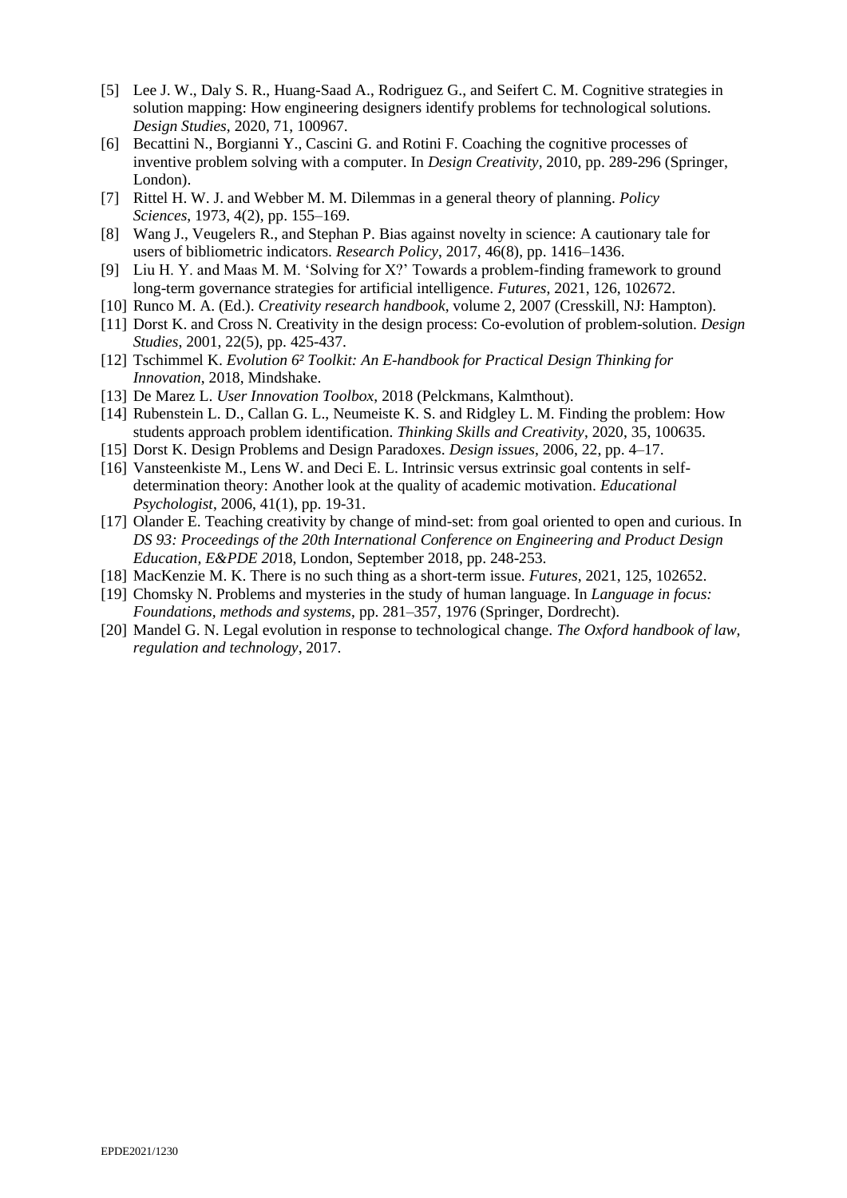[5] Lee J. W., Daly S. R., Huang-Saad A., Rodriguez G., and Seifert C. M. Cognitive strategies in solution mapping: How engineering designers identify problems for technological solutions. *Design Studies*, 2020, 71, 100967.

[6] Becattini N., Borgianni Y., Cascini G. and Rotini F. Coaching the cognitive processes of inventive problem solving with a computer. In *Design Creativity*, 2010, pp. 289-296 (Springer, London).

[7] Rittel H. W. J. and Webber M. M. Dilemmas in a general theory of planning. *Policy Sciences*, 1973, 4(2), pp. 155–169.

[8] Wang J., Veugelers R., and Stephan P. Bias against novelty in science: A cautionary tale for users of bibliometric indicators. *Research Policy*, 2017, 46(8), pp. 1416–1436.

[9] Liu H. Y. and Maas M. M. 'Solving for X?' Towards a problem-finding framework to ground long-term governance strategies for artificial intelligence. *Futures*, 2021, 126, 102672.

[10] Runco M. A. (Ed.). *Creativity research handbook*, volume 2, 2007 (Cresskill, NJ: Hampton).

[11] Dorst K. and Cross N. Creativity in the design process: Co-evolution of problem-solution. *Design Studies*, 2001, 22(5), pp. 425-437.

[12] Tschimmel K. *Evolution 6² Toolkit: An E-handbook for Practical Design Thinking for Innovation*, 2018, Mindshake.

[13] De Marez L. *User Innovation Toolbox*, 2018 (Pelckmans, Kalmthout).

[14] Rubenstein L. D., Callan G. L., Neumeiste K. S. and Ridgley L. M. Finding the problem: How students approach problem identification. *Thinking Skills and Creativity*, 2020, 35, 100635.

[15] Dorst K. Design Problems and Design Paradoxes. *Design issues*, 2006, 22, pp. 4–17.

[16] Vansteenkiste M., Lens W. and Deci E. L. Intrinsic versus extrinsic goal contents in self-determination theory: Another look at the quality of academic motivation. *Educational Psychologist*, 2006, 41(1), pp. 19-31.

[17] Olander E. Teaching creativity by change of mind-set: from goal oriented to open and curious. In *DS 93: Proceedings of the 20th International Conference on Engineering and Product Design Education, E&PDE 20*18, London, September 2018, pp. 248-253.

[18] MacKenzie M. K. There is no such thing as a short-term issue. *Futures*, 2021, 125, 102652.

[19] Chomsky N. Problems and mysteries in the study of human language. In *Language in focus: Foundations, methods and systems*, pp. 281–357, 1976 (Springer, Dordrecht).

[20] Mandel G. N. Legal evolution in response to technological change. *The Oxford handbook of law, regulation and technology*, 2017.